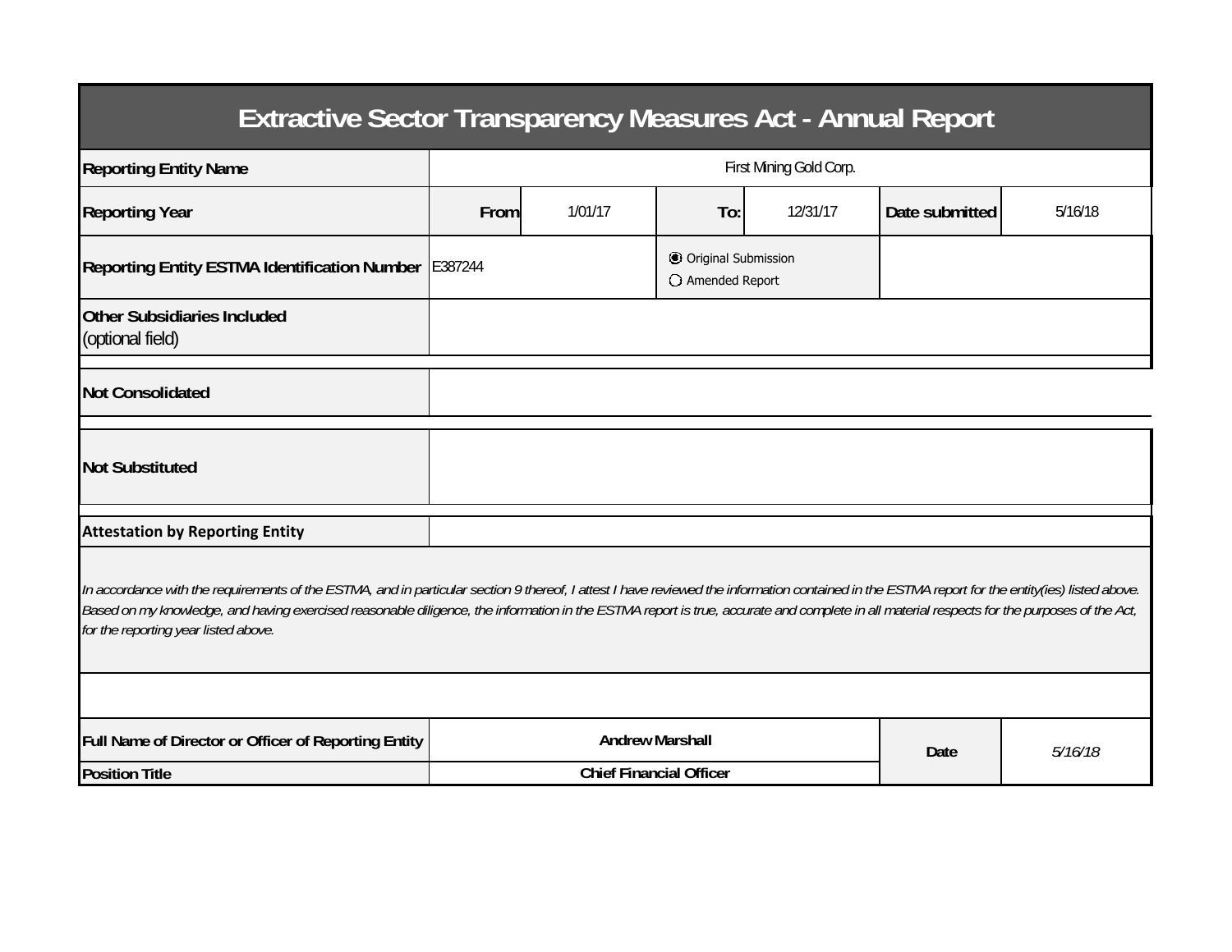# Extractive Sector Transparency Measures Act - Annual Report

| | | | | | | |
|---|---|---|---|---|---|---|
| **Reporting Entity Name** | First Mining Gold Corp. | | | | | |
| **Reporting Year** | **From** | 1/01/17 | **To:** | 12/31/17 | **Date submitted** | 5/16/18 |
| **Reporting Entity ESTMA Identification Number** | E387244 | | ◉ Original Submission ○ Amended Report | | | |
| **Other Subsidiaries Included** (optional field) | | | | | | |
| **Not Consolidated** | | | | | | |
| **Not Substituted** | | | | | | |

**Attestation by Reporting Entity**

*In accordance with the requirements of the ESTMA, and in particular section 9 thereof, I attest I have reviewed the information contained in the ESTMA report for the entity(ies) listed above. Based on my knowledge, and having exercised reasonable diligence, the information in the ESTMA report is true, accurate and complete in all material respects for the purposes of the Act, for the reporting year listed above.*

| | | | |
|---|---|---|---|
| **Full Name of Director or Officer of Reporting Entity** | **Andrew Marshall** | **Date** | *5/16/18* |
| **Position Title** | **Chief Financial Officer** | | |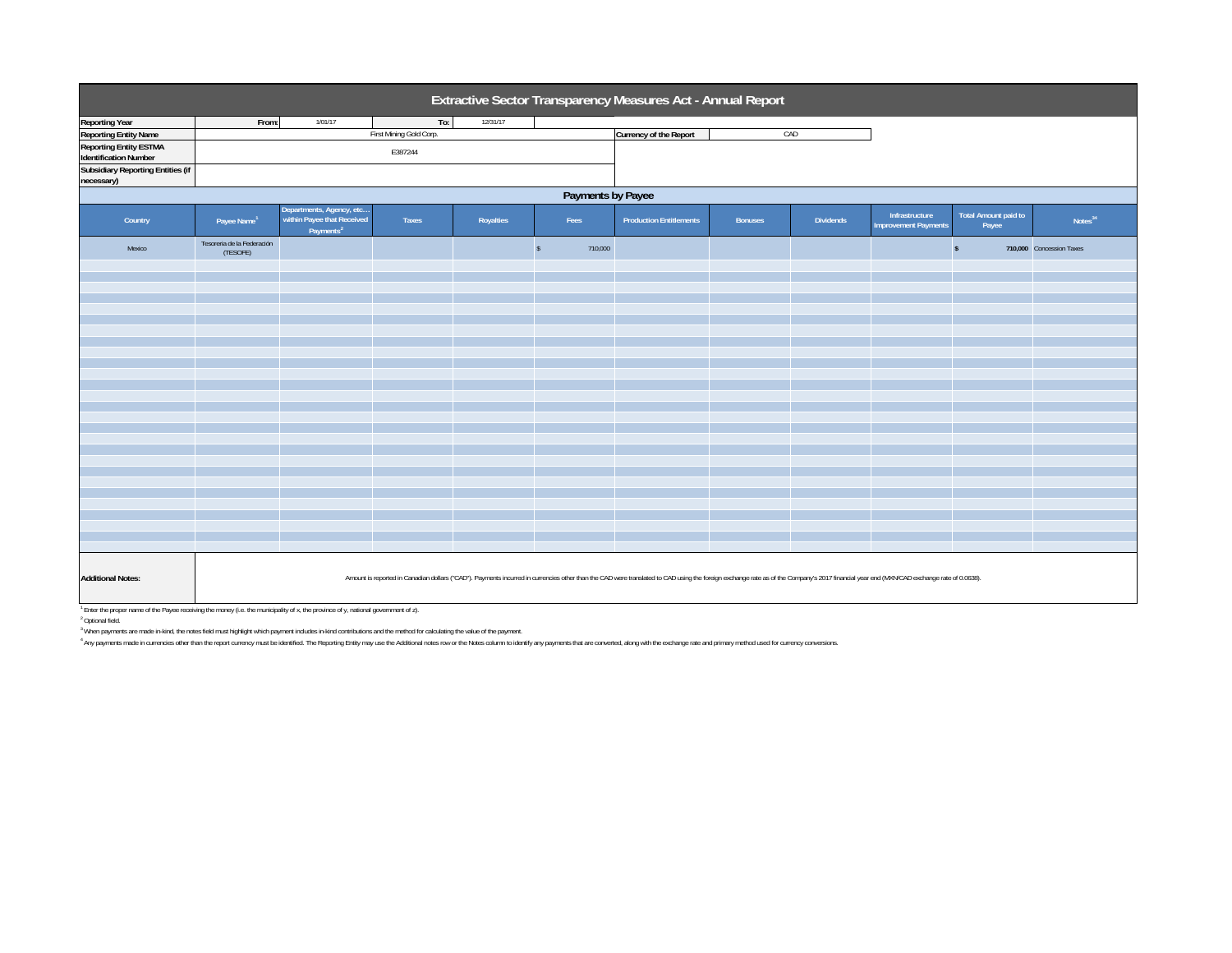# Extractive Sector Transparency Measures Act - Annual Report

| | | | | | |
|---|---|---|---|---|---|
| **Reporting Year** | From: | 1/01/17 | To: | 12/31/17 | |
| **Reporting Entity Name** | First Mining Gold Corp. | | | **Currency of the Report** | CAD |
| **Reporting Entity ESTMA Identification Number** | E387244 | | | | |
| **Subsidiary Reporting Entities (if necessary)** | | | | | |

## Payments by Payee

| Country | Payee Name[1] | Departments, Agency, etc… within Payee that Received Payments[2] | Taxes | Royalties | Fees | Production Entitlements | Bonuses | Dividends | Infrastructure Improvement Payments | Total Amount paid to Payee | Notes[34] |
|---|---|---|---|---|---|---|---|---|---|---|---|
| Mexico | Tesorería de la Federación (TESOFE) | | | | $ 710,000 | | | | | **$ 710,000** | Concession Taxes |

**Additional Notes:** Amount is reported in Canadian dollars ("CAD"). Payments incurred in currencies other than the CAD were translated to CAD using the foreign exchange rate as of the Company's 2017 financial year end (MXN/CAD exchange rate of 0.0638).

[1] Enter the proper name of the Payee receiving the money (i.e. the municipality of x, the province of y, national government of z).

[2] Optional field.

[3] When payments are made in-kind, the notes field must highlight which payment includes in-kind contributions and the method for calculating the value of the payment.

[4] Any payments made in currencies other than the report currency must be identified. The Reporting Entity may use the Additional notes row or the Notes column to identify any payments that are converted, along with the exchange rate and primary method used for currency conversions.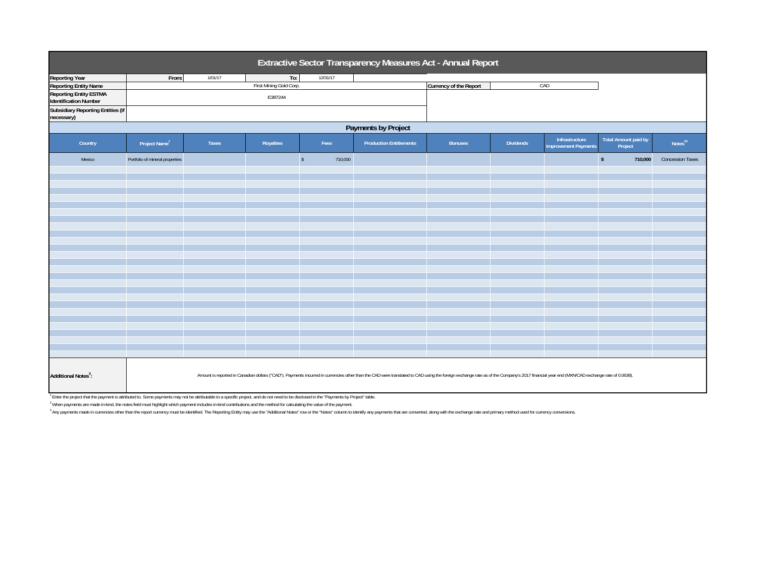# Extractive Sector Transparency Measures Act - Annual Report

| | | | | | | |
|---|---|---|---|---|---|---|
| **Reporting Year** | From: | 1/01/17 | To: | 12/31/17 | | |
| **Reporting Entity Name** | First Mining Gold Corp. | | | | **Currency of the Report** | CAD |
| **Reporting Entity ESTMA Identification Number** | E387244 | | | | | |
| **Subsidiary Reporting Entities (if necessary)** | | | | | | |

## Payments by Project

| Country | Project Name[1] | Taxes | Royalties | Fees | Production Entitlements | Bonuses | Dividends | Infrastructure Improvement Payments | Total Amount paid by Project | Notes[23] |
|---|---|---|---|---|---|---|---|---|---|---|
| Mexico | Portfolio of mineral properties | | | $ 710,000 | | | | | **$ 710,000** | Concession Taxes |

**Additional Notes[3]:** Amount is reported in Canadian dollars ("CAD"). Payments incurred in currencies other than the CAD were translated to CAD using the foreign exchange rate as of the Company's 2017 financial year end (MXN/CAD exchange rate of 0.0638).

[1] Enter the project that the payment is attributed to. Some payments may not be attributable to a specific project, and do not need to be disclosed in the "Payments by Project" table.

[2] When payments are made in-kind, the notes field must highlight which payment includes in-kind contributions and the method for calculating the value of the payment.

[3] Any payments made in currencies other than the report currency must be identified. The Reporting Entity may use the "Additional Notes" row or the "Notes" column to identify any payments that are converted, along with the exchange rate and primary method used for currency conversions.